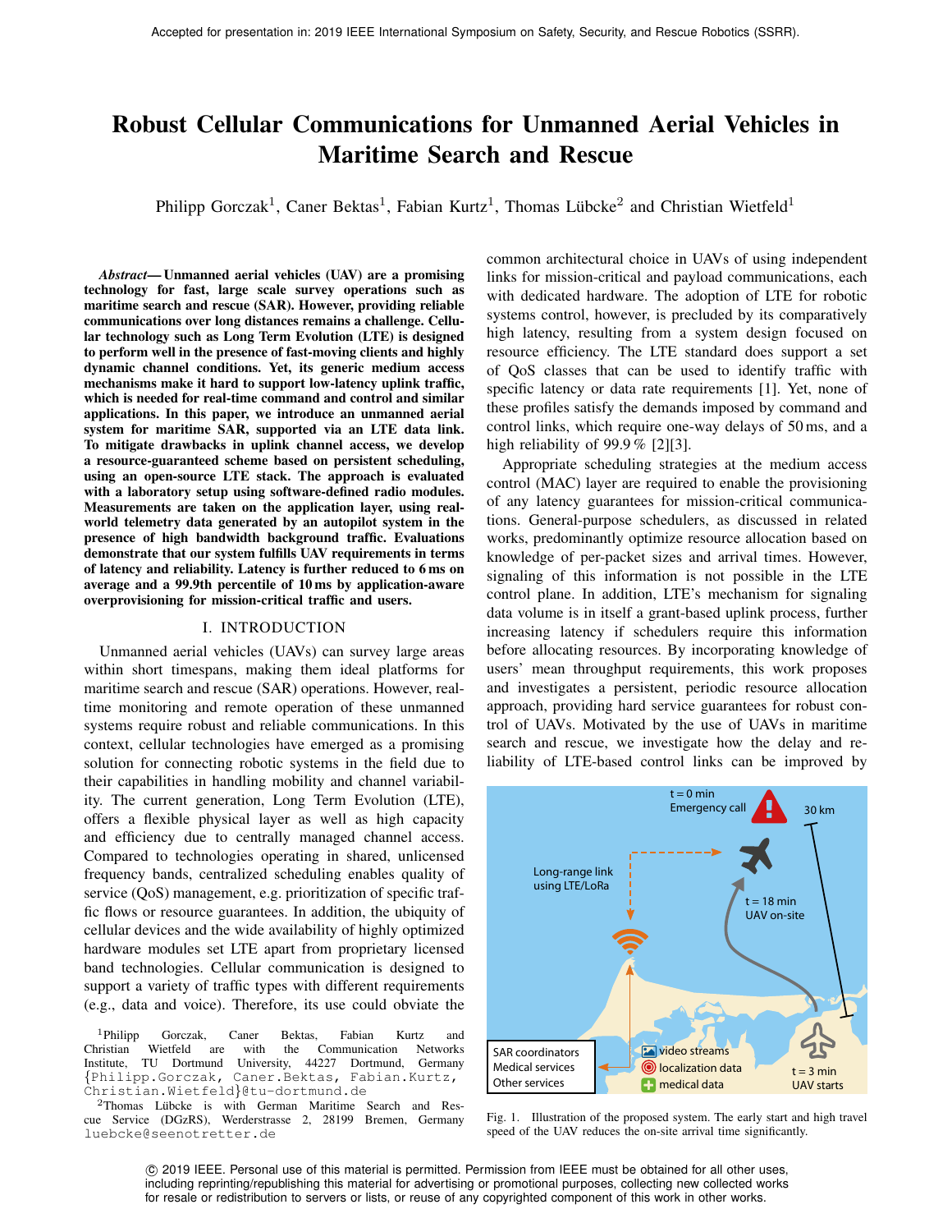Accepted for presentation in: 2019 IEEE International Symposium on Safety, Security, and Rescue Robotics (SSRR).

# Robust Cellular Communications for Unmanned Aerial Vehicles in Maritime Search and Rescue

Philipp Gorczak[1], Caner Bektas[1], Fabian Kurtz[1], Thomas Lübcke[2] and Christian Wietfeld[1]

***Abstract*— Unmanned aerial vehicles (UAV) are a promising technology for fast, large scale survey operations such as maritime search and rescue (SAR). However, providing reliable communications over long distances remains a challenge. Cellular technology such as Long Term Evolution (LTE) is designed to perform well in the presence of fast-moving clients and highly dynamic channel conditions. Yet, its generic medium access mechanisms make it hard to support low-latency uplink traffic, which is needed for real-time command and control and similar applications. In this paper, we introduce an unmanned aerial system for maritime SAR, supported via an LTE data link. To mitigate drawbacks in uplink channel access, we develop a resource-guaranteed scheme based on persistent scheduling, using an open-source LTE stack. The approach is evaluated with a laboratory setup using software-defined radio modules. Measurements are taken on the application layer, using real-world telemetry data generated by an autopilot system in the presence of high bandwidth background traffic. Evaluations demonstrate that our system fulfills UAV requirements in terms of latency and reliability. Latency is further reduced to 6 ms on average and a 99.9th percentile of 10 ms by application-aware overprovisioning for mission-critical traffic and users.**

## I. INTRODUCTION

Unmanned aerial vehicles (UAVs) can survey large areas within short timespans, making them ideal platforms for maritime search and rescue (SAR) operations. However, real-time monitoring and remote operation of these unmanned systems require robust and reliable communications. In this context, cellular technologies have emerged as a promising solution for connecting robotic systems in the field due to their capabilities in handling mobility and channel variability. The current generation, Long Term Evolution (LTE), offers a flexible physical layer as well as high capacity and efficiency due to centrally managed channel access. Compared to technologies operating in shared, unlicensed frequency bands, centralized scheduling enables quality of service (QoS) management, e.g. prioritization of specific traffic flows or resource guarantees. In addition, the ubiquity of cellular devices and the wide availability of highly optimized hardware modules set LTE apart from proprietary licensed band technologies. Cellular communication is designed to support a variety of traffic types with different requirements (e.g., data and voice). Therefore, its use could obviate the common architectural choice in UAVs of using independent links for mission-critical and payload communications, each with dedicated hardware. The adoption of LTE for robotic systems control, however, is precluded by its comparatively high latency, resulting from a system design focused on resource efficiency. The LTE standard does support a set of QoS classes that can be used to identify traffic with specific latency or data rate requirements [1]. Yet, none of these profiles satisfy the demands imposed by command and control links, which require one-way delays of 50 ms, and a high reliability of 99.9 % [2][3].

Appropriate scheduling strategies at the medium access control (MAC) layer are required to enable the provisioning of any latency guarantees for mission-critical communications. General-purpose schedulers, as discussed in related works, predominantly optimize resource allocation based on knowledge of per-packet sizes and arrival times. However, signaling of this information is not possible in the LTE control plane. In addition, LTE's mechanism for signaling data volume is in itself a grant-based uplink process, further increasing latency if schedulers require this information before allocating resources. By incorporating knowledge of users' mean throughput requirements, this work proposes and investigates a persistent, periodic resource allocation approach, providing hard service guarantees for robust control of UAVs. Motivated by the use of UAVs in maritime search and rescue, we investigate how the delay and reliability of LTE-based control links can be improved by

Fig. 1. Illustration of the proposed system. The early start and high travel speed of the UAV reduces the on-site arrival time significantly.

[1]Philipp Gorczak, Caner Bektas, Fabian Kurtz and Christian Wietfeld are with the Communication Networks Institute, TU Dortmund University, 44227 Dortmund, Germany {Philipp.Gorczak, Caner.Bektas, Fabian.Kurtz, Christian.Wietfeld}@tu-dortmund.de

[2]Thomas Lübcke is with German Maritime Search and Rescue Service (DGzRS), Werderstrasse 2, 28199 Bremen, Germany luebcke@seenotretter.de

© 2019 IEEE. Personal use of this material is permitted. Permission from IEEE must be obtained for all other uses, including reprinting/republishing this material for advertising or promotional purposes, collecting new collected works for resale or redistribution to servers or lists, or reuse of any copyrighted component of this work in other works.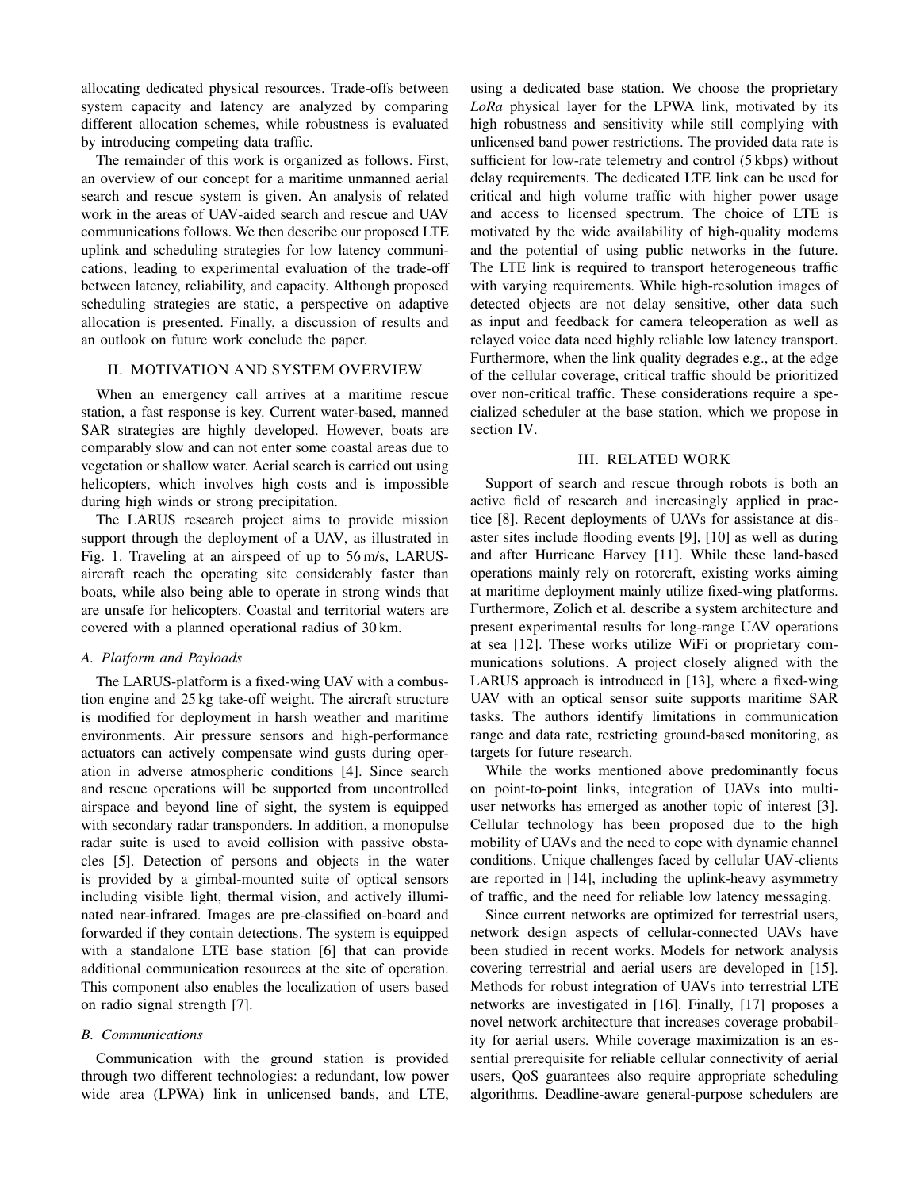allocating dedicated physical resources. Trade-offs between system capacity and latency are analyzed by comparing different allocation schemes, while robustness is evaluated by introducing competing data traffic.

The remainder of this work is organized as follows. First, an overview of our concept for a maritime unmanned aerial search and rescue system is given. An analysis of related work in the areas of UAV-aided search and rescue and UAV communications follows. We then describe our proposed LTE uplink and scheduling strategies for low latency communications, leading to experimental evaluation of the trade-off between latency, reliability, and capacity. Although proposed scheduling strategies are static, a perspective on adaptive allocation is presented. Finally, a discussion of results and an outlook on future work conclude the paper.

## II. MOTIVATION AND SYSTEM OVERVIEW

When an emergency call arrives at a maritime rescue station, a fast response is key. Current water-based, manned SAR strategies are highly developed. However, boats are comparably slow and can not enter some coastal areas due to vegetation or shallow water. Aerial search is carried out using helicopters, which involves high costs and is impossible during high winds or strong precipitation.

The LARUS research project aims to provide mission support through the deployment of a UAV, as illustrated in Fig. 1. Traveling at an airspeed of up to 56 m/s, LARUS-aircraft reach the operating site considerably faster than boats, while also being able to operate in strong winds that are unsafe for helicopters. Coastal and territorial waters are covered with a planned operational radius of 30 km.

### A. Platform and Payloads

The LARUS-platform is a fixed-wing UAV with a combustion engine and 25 kg take-off weight. The aircraft structure is modified for deployment in harsh weather and maritime environments. Air pressure sensors and high-performance actuators can actively compensate wind gusts during operation in adverse atmospheric conditions [4]. Since search and rescue operations will be supported from uncontrolled airspace and beyond line of sight, the system is equipped with secondary radar transponders. In addition, a monopulse radar suite is used to avoid collision with passive obstacles [5]. Detection of persons and objects in the water is provided by a gimbal-mounted suite of optical sensors including visible light, thermal vision, and actively illuminated near-infrared. Images are pre-classified on-board and forwarded if they contain detections. The system is equipped with a standalone LTE base station [6] that can provide additional communication resources at the site of operation. This component also enables the localization of users based on radio signal strength [7].

### B. Communications

Communication with the ground station is provided through two different technologies: a redundant, low power wide area (LPWA) link in unlicensed bands, and LTE, using a dedicated base station. We choose the proprietary *LoRa* physical layer for the LPWA link, motivated by its high robustness and sensitivity while still complying with unlicensed band power restrictions. The provided data rate is sufficient for low-rate telemetry and control (5 kbps) without delay requirements. The dedicated LTE link can be used for critical and high volume traffic with higher power usage and access to licensed spectrum. The choice of LTE is motivated by the wide availability of high-quality modems and the potential of using public networks in the future. The LTE link is required to transport heterogeneous traffic with varying requirements. While high-resolution images of detected objects are not delay sensitive, other data such as input and feedback for camera teleoperation as well as relayed voice data need highly reliable low latency transport. Furthermore, when the link quality degrades e.g., at the edge of the cellular coverage, critical traffic should be prioritized over non-critical traffic. These considerations require a specialized scheduler at the base station, which we propose in section IV.

## III. RELATED WORK

Support of search and rescue through robots is both an active field of research and increasingly applied in practice [8]. Recent deployments of UAVs for assistance at disaster sites include flooding events [9], [10] as well as during and after Hurricane Harvey [11]. While these land-based operations mainly rely on rotorcraft, existing works aiming at maritime deployment mainly utilize fixed-wing platforms. Furthermore, Zolich et al. describe a system architecture and present experimental results for long-range UAV operations at sea [12]. These works utilize WiFi or proprietary communications solutions. A project closely aligned with the LARUS approach is introduced in [13], where a fixed-wing UAV with an optical sensor suite supports maritime SAR tasks. The authors identify limitations in communication range and data rate, restricting ground-based monitoring, as targets for future research.

While the works mentioned above predominantly focus on point-to-point links, integration of UAVs into multi-user networks has emerged as another topic of interest [3]. Cellular technology has been proposed due to the high mobility of UAVs and the need to cope with dynamic channel conditions. Unique challenges faced by cellular UAV-clients are reported in [14], including the uplink-heavy asymmetry of traffic, and the need for reliable low latency messaging.

Since current networks are optimized for terrestrial users, network design aspects of cellular-connected UAVs have been studied in recent works. Models for network analysis covering terrestrial and aerial users are developed in [15]. Methods for robust integration of UAVs into terrestrial LTE networks are investigated in [16]. Finally, [17] proposes a novel network architecture that increases coverage probability for aerial users. While coverage maximization is an essential prerequisite for reliable cellular connectivity of aerial users, QoS guarantees also require appropriate scheduling algorithms. Deadline-aware general-purpose schedulers are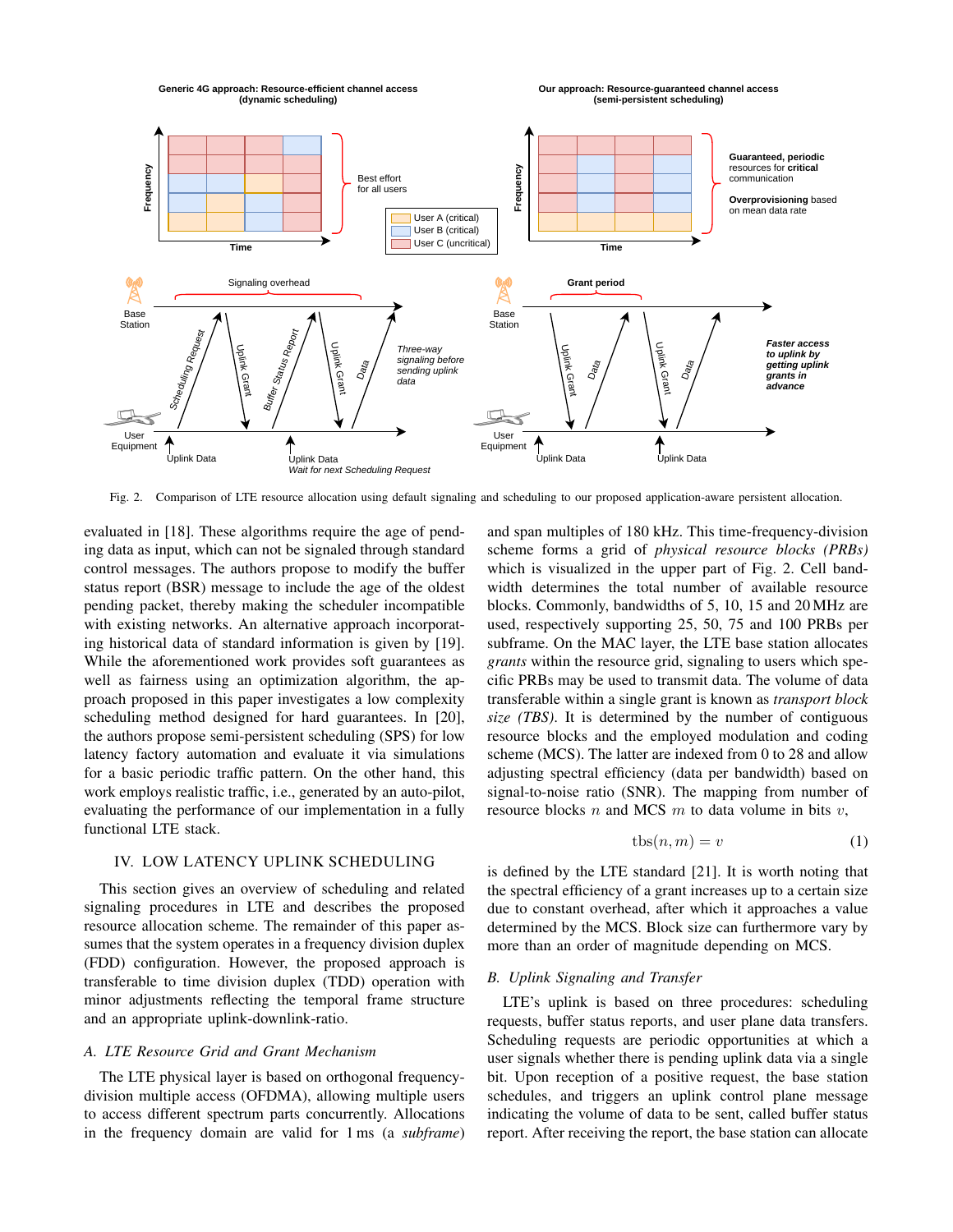Fig. 2. Comparison of LTE resource allocation using default signaling and scheduling to our proposed application-aware persistent allocation.

evaluated in [18]. These algorithms require the age of pending data as input, which can not be signaled through standard control messages. The authors propose to modify the buffer status report (BSR) message to include the age of the oldest pending packet, thereby making the scheduler incompatible with existing networks. An alternative approach incorporating historical data of standard information is given by [19]. While the aforementioned work provides soft guarantees as well as fairness using an optimization algorithm, the approach proposed in this paper investigates a low complexity scheduling method designed for hard guarantees. In [20], the authors propose semi-persistent scheduling (SPS) for low latency factory automation and evaluate it via simulations for a basic periodic traffic pattern. On the other hand, this work employs realistic traffic, i.e., generated by an auto-pilot, evaluating the performance of our implementation in a fully functional LTE stack.

## IV. Low Latency Uplink Scheduling

This section gives an overview of scheduling and related signaling procedures in LTE and describes the proposed resource allocation scheme. The remainder of this paper assumes that the system operates in a frequency division duplex (FDD) configuration. However, the proposed approach is transferable to time division duplex (TDD) operation with minor adjustments reflecting the temporal frame structure and an appropriate uplink-downlink-ratio.

### A. LTE Resource Grid and Grant Mechanism

The LTE physical layer is based on orthogonal frequency-division multiple access (OFDMA), allowing multiple users to access different spectrum parts concurrently. Allocations in the frequency domain are valid for 1 ms (a *subframe*) and span multiples of 180 kHz. This time-frequency-division scheme forms a grid of *physical resource blocks (PRBs)* which is visualized in the upper part of Fig. 2. Cell bandwidth determines the total number of available resource blocks. Commonly, bandwidths of 5, 10, 15 and 20 MHz are used, respectively supporting 25, 50, 75 and 100 PRBs per subframe. On the MAC layer, the LTE base station allocates *grants* within the resource grid, signaling to users which specific PRBs may be used to transmit data. The volume of data transferable within a single grant is known as *transport block size (TBS)*. It is determined by the number of contiguous resource blocks and the employed modulation and coding scheme (MCS). The latter are indexed from 0 to 28 and allow adjusting spectral efficiency (data per bandwidth) based on signal-to-noise ratio (SNR). The mapping from number of resource blocks $n$ and MCS $m$ to data volume in bits $v$,

$$\text{tbs}(n, m) = v \tag{1}$$

is defined by the LTE standard [21]. It is worth noting that the spectral efficiency of a grant increases up to a certain size due to constant overhead, after which it approaches a value determined by the MCS. Block size can furthermore vary by more than an order of magnitude depending on MCS.

### B. Uplink Signaling and Transfer

LTE's uplink is based on three procedures: scheduling requests, buffer status reports, and user plane data transfers. Scheduling requests are periodic opportunities at which a user signals whether there is pending uplink data via a single bit. Upon reception of a positive request, the base station schedules, and triggers an uplink control plane message indicating the volume of data to be sent, called buffer status report. After receiving the report, the base station can allocate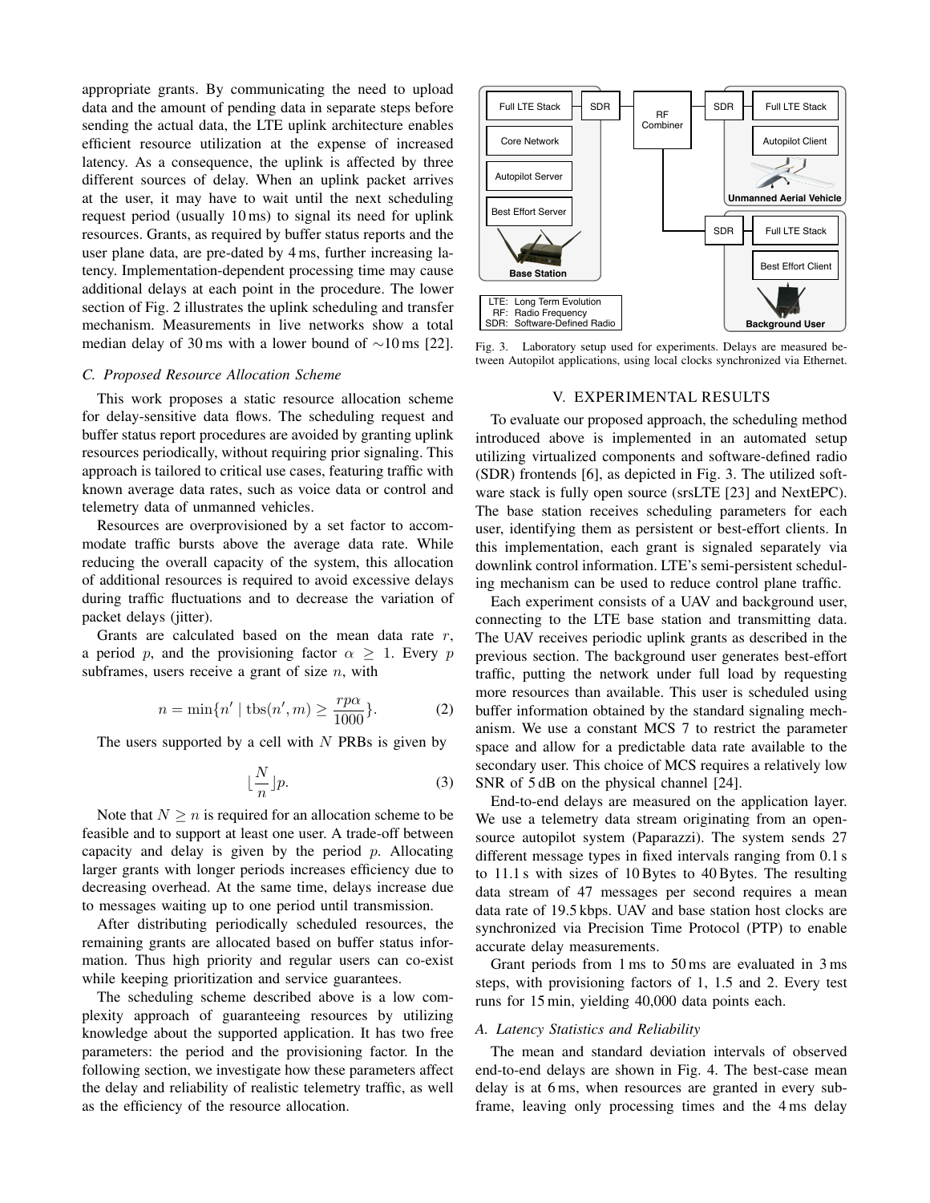appropriate grants. By communicating the need to upload data and the amount of pending data in separate steps before sending the actual data, the LTE uplink architecture enables efficient resource utilization at the expense of increased latency. As a consequence, the uplink is affected by three different sources of delay. When an uplink packet arrives at the user, it may have to wait until the next scheduling request period (usually 10 ms) to signal its need for uplink resources. Grants, as required by buffer status reports and the user plane data, are pre-dated by 4 ms, further increasing latency. Implementation-dependent processing time may cause additional delays at each point in the procedure. The lower section of Fig. 2 illustrates the uplink scheduling and transfer mechanism. Measurements in live networks show a total median delay of 30 ms with a lower bound of ∼10 ms [22].

### C. Proposed Resource Allocation Scheme

This work proposes a static resource allocation scheme for delay-sensitive data flows. The scheduling request and buffer status report procedures are avoided by granting uplink resources periodically, without requiring prior signaling. This approach is tailored to critical use cases, featuring traffic with known average data rates, such as voice data or control and telemetry data of unmanned vehicles.

Resources are overprovisioned by a set factor to accommodate traffic bursts above the average data rate. While reducing the overall capacity of the system, this allocation of additional resources is required to avoid excessive delays during traffic fluctuations and to decrease the variation of packet delays (jitter).

Grants are calculated based on the mean data rate $r$, a period $p$, and the provisioning factor $\alpha \geq 1$. Every $p$ subframes, users receive a grant of size $n$, with

$$n = \min\{n' \mid \text{tbs}(n', m) \geq \frac{rp\alpha}{1000}\}. \quad (2)$$

The users supported by a cell with $N$ PRBs is given by

$$\lfloor \frac{N}{n} \rfloor p. \quad (3)$$

Note that $N \geq n$ is required for an allocation scheme to be feasible and to support at least one user. A trade-off between capacity and delay is given by the period $p$. Allocating larger grants with longer periods increases efficiency due to decreasing overhead. At the same time, delays increase due to messages waiting up to one period until transmission.

After distributing periodically scheduled resources, the remaining grants are allocated based on buffer status information. Thus high priority and regular users can co-exist while keeping prioritization and service guarantees.

The scheduling scheme described above is a low complexity approach of guaranteeing resources by utilizing knowledge about the supported application. It has two free parameters: the period and the provisioning factor. In the following section, we investigate how these parameters affect the delay and reliability of realistic telemetry traffic, as well as the efficiency of the resource allocation.

Fig. 3. Laboratory setup used for experiments. Delays are measured between Autopilot applications, using local clocks synchronized via Ethernet.

## V. Experimental Results

To evaluate our proposed approach, the scheduling method introduced above is implemented in an automated setup utilizing virtualized components and software-defined radio (SDR) frontends [6], as depicted in Fig. 3. The utilized software stack is fully open source (srsLTE [23] and NextEPC). The base station receives scheduling parameters for each user, identifying them as persistent or best-effort clients. In this implementation, each grant is signaled separately via downlink control information. LTE's semi-persistent scheduling mechanism can be used to reduce control plane traffic.

Each experiment consists of a UAV and background user, connecting to the LTE base station and transmitting data. The UAV receives periodic uplink grants as described in the previous section. The background user generates best-effort traffic, putting the network under full load by requesting more resources than available. This user is scheduled using buffer information obtained by the standard signaling mechanism. We use a constant MCS 7 to restrict the parameter space and allow for a predictable data rate available to the secondary user. This choice of MCS requires a relatively low SNR of 5 dB on the physical channel [24].

End-to-end delays are measured on the application layer. We use a telemetry data stream originating from an open-source autopilot system (Paparazzi). The system sends 27 different message types in fixed intervals ranging from 0.1 s to 11.1 s with sizes of 10 Bytes to 40 Bytes. The resulting data stream of 47 messages per second requires a mean data rate of 19.5 kbps. UAV and base station host clocks are synchronized via Precision Time Protocol (PTP) to enable accurate delay measurements.

Grant periods from 1 ms to 50 ms are evaluated in 3 ms steps, with provisioning factors of 1, 1.5 and 2. Every test runs for 15 min, yielding 40,000 data points each.

### A. Latency Statistics and Reliability

The mean and standard deviation intervals of observed end-to-end delays are shown in Fig. 4. The best-case mean delay is at 6 ms, when resources are granted in every subframe, leaving only processing times and the 4 ms delay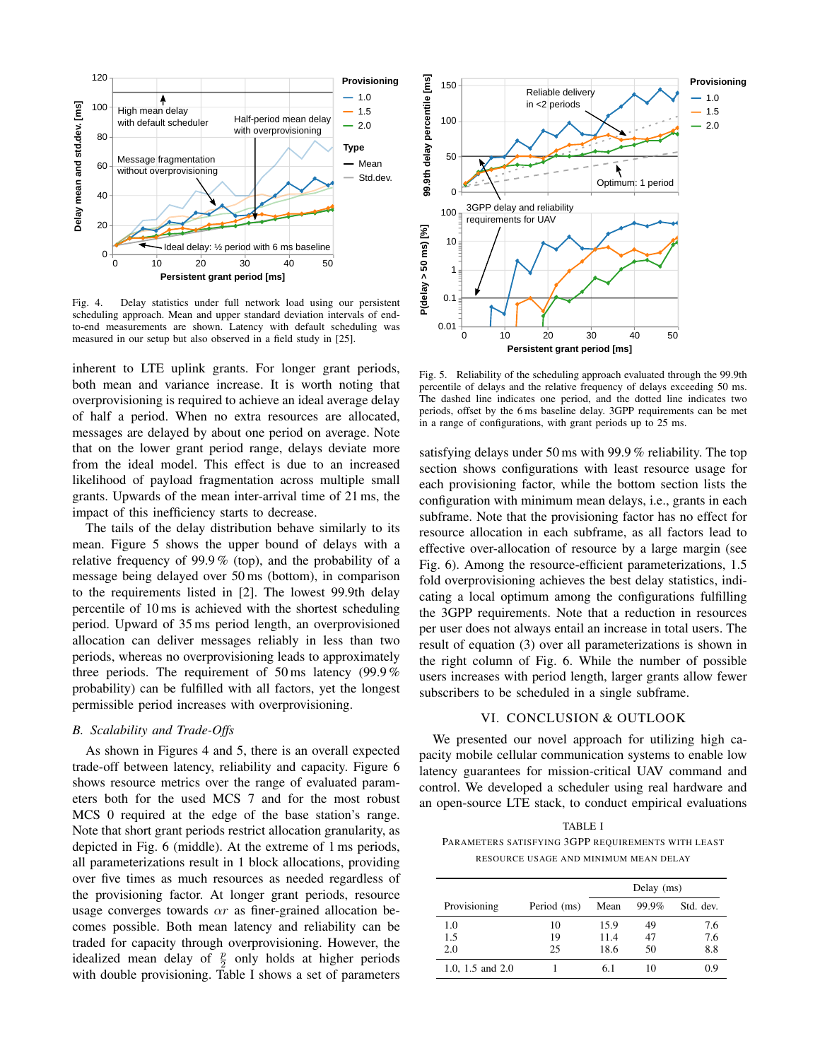Fig. 4. Delay statistics under full network load using our persistent scheduling approach. Mean and upper standard deviation intervals of end-to-end measurements are shown. Latency with default scheduling was measured in our setup but also observed in a field study in [25].

inherent to LTE uplink grants. For longer grant periods, both mean and variance increase. It is worth noting that overprovisioning is required to achieve an ideal average delay of half a period. When no extra resources are allocated, messages are delayed by about one period on average. Note that on the lower grant period range, delays deviate more from the ideal model. This effect is due to an increased likelihood of payload fragmentation across multiple small grants. Upwards of the mean inter-arrival time of 21 ms, the impact of this inefficiency starts to decrease.

The tails of the delay distribution behave similarly to its mean. Figure 5 shows the upper bound of delays with a relative frequency of 99.9 % (top), and the probability of a message being delayed over 50 ms (bottom), in comparison to the requirements listed in [2]. The lowest 99.9th delay percentile of 10 ms is achieved with the shortest scheduling period. Upward of 35 ms period length, an overprovisioned allocation can deliver messages reliably in less than two periods, whereas no overprovisioning leads to approximately three periods. The requirement of 50 ms latency (99.9 % probability) can be fulfilled with all factors, yet the longest permissible period increases with overprovisioning.

### B. Scalability and Trade-Offs

As shown in Figures 4 and 5, there is an overall expected trade-off between latency, reliability and capacity. Figure 6 shows resource metrics over the range of evaluated parameters both for the used MCS 7 and for the most robust MCS 0 required at the edge of the base station's range. Note that short grant periods restrict allocation granularity, as depicted in Fig. 6 (middle). At the extreme of 1 ms periods, all parameterizations result in 1 block allocations, providing over five times as much resources as needed regardless of the provisioning factor. At longer grant periods, resource usage converges towards $\alpha r$ as finer-grained allocation becomes possible. Both mean latency and reliability can be traded for capacity through overprovisioning. However, the idealized mean delay of $\frac{p}{2}$ only holds at higher periods with double provisioning. Table I shows a set of parameters

Fig. 5. Reliability of the scheduling approach evaluated through the 99.9th percentile of delays and the relative frequency of delays exceeding 50 ms. The dashed line indicates one period, and the dotted line indicates two periods, offset by the 6 ms baseline delay. 3GPP requirements can be met in a range of configurations, with grant periods up to 25 ms.

satisfying delays under 50 ms with 99.9 % reliability. The top section shows configurations with least resource usage for each provisioning factor, while the bottom section lists the configuration with minimum mean delays, i.e., grants in each subframe. Note that the provisioning factor has no effect for resource allocation in each subframe, as all factors lead to effective over-allocation of resource by a large margin (see Fig. 6). Among the resource-efficient parameterizations, 1.5 fold overprovisioning achieves the best delay statistics, indicating a local optimum among the configurations fulfilling the 3GPP requirements. Note that a reduction in resources per user does not always entail an increase in total users. The result of equation (3) over all parameterizations is shown in the right column of Fig. 6. While the number of possible users increases with period length, larger grants allow fewer subscribers to be scheduled in a single subframe.

## VI. Conclusion & Outlook

We presented our novel approach for utilizing high capacity mobile cellular communication systems to enable low latency guarantees for mission-critical UAV command and control. We developed a scheduler using real hardware and an open-source LTE stack, to conduct empirical evaluations

TABLE I
Parameters satisfying 3GPP requirements with least resource usage and minimum mean delay

| Provisioning | Period (ms) | Delay (ms) | | |
|---|---|---|---|---|
| | | Mean | 99.9% | Std. dev. |
| 1.0 | 10 | 15.9 | 49 | 7.6 |
| 1.5 | 19 | 11.4 | 47 | 7.6 |
| 2.0 | 25 | 18.6 | 50 | 8.8 |
| 1.0, 1.5 and 2.0 | 1 | 6.1 | 10 | 0.9 |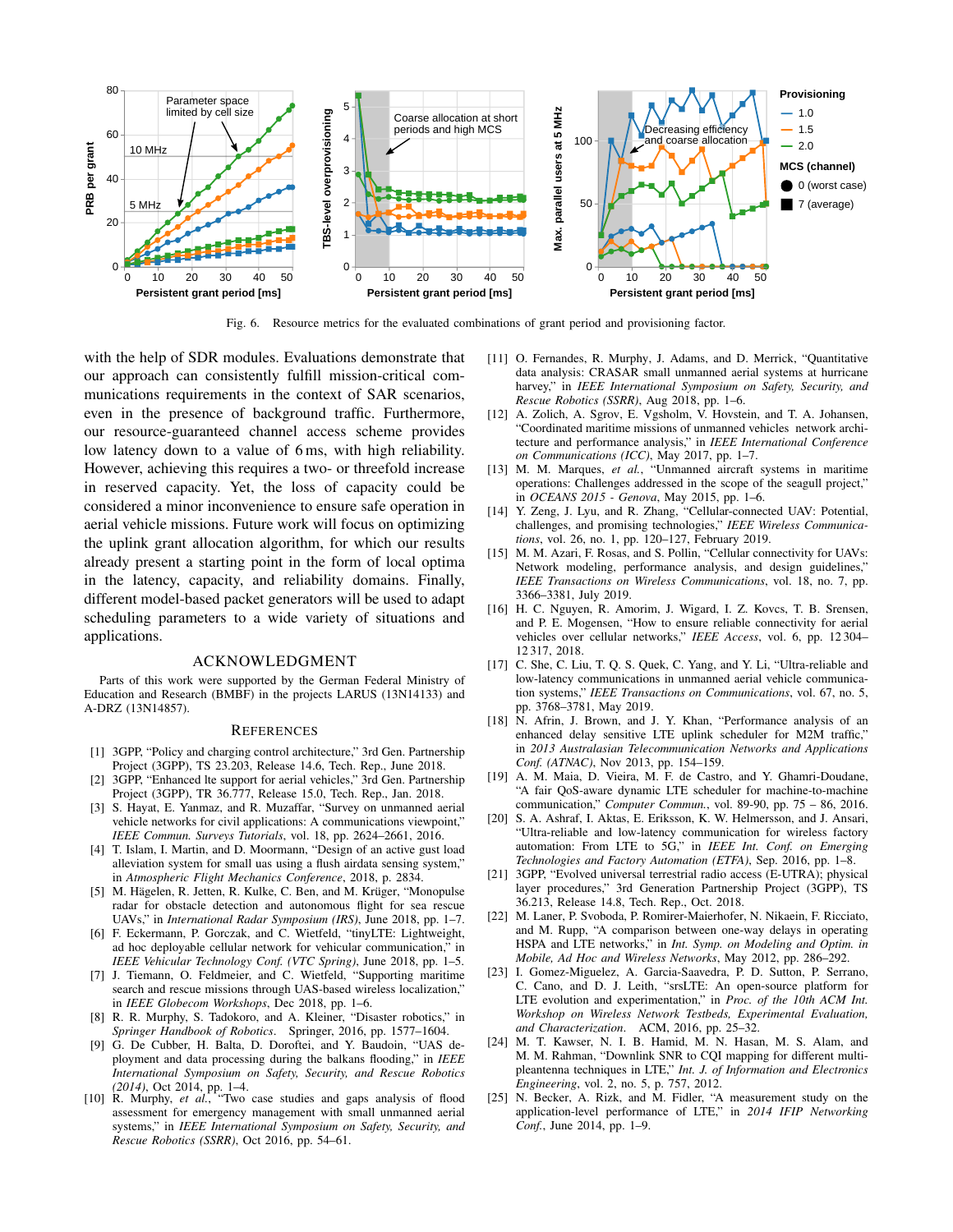PRB per grant
80
60
40
20
0
0 10 20 30 40 50
Persistent grant period [ms]
Parameter space limited by cell size
10 MHz
5 MHz

TBS-level overprovisioning
5
4
3
2
1
0
0 10 20 30 40 50
Persistent grant period [ms]
Coarse allocation at short periods and high MCS

Max. parallel users at 5 MHz
100
50
0
0 10 20 30 40 50
Persistent grant period [ms]
Decreasing efficiency and coarse allocation

Provisioning
1.0
1.5
2.0
MCS (channel)
0 (worst case)
7 (average)

Fig. 6. Resource metrics for the evaluated combinations of grant period and provisioning factor.

with the help of SDR modules. Evaluations demonstrate that our approach can consistently fulfill mission-critical communications requirements in the context of SAR scenarios, even in the presence of background traffic. Furthermore, our resource-guaranteed channel access scheme provides low latency down to a value of 6 ms, with high reliability. However, achieving this requires a two- or threefold increase in reserved capacity. Yet, the loss of capacity could be considered a minor inconvenience to ensure safe operation in aerial vehicle missions. Future work will focus on optimizing the uplink grant allocation algorithm, for which our results already present a starting point in the form of local optima in the latency, capacity, and reliability domains. Finally, different model-based packet generators will be used to adapt scheduling parameters to a wide variety of situations and applications.

## ACKNOWLEDGMENT

Parts of this work were supported by the German Federal Ministry of Education and Research (BMBF) in the projects LARUS (13N14133) and A-DRZ (13N14857).

## REFERENCES

[1] 3GPP, "Policy and charging control architecture," 3rd Gen. Partnership Project (3GPP), TS 23.203, Release 14.6, Tech. Rep., June 2018.

[2] 3GPP, "Enhanced lte support for aerial vehicles," 3rd Gen. Partnership Project (3GPP), TR 36.777, Release 15.0, Tech. Rep., Jan. 2018.

[3] S. Hayat, E. Yanmaz, and R. Muzaffar, "Survey on unmanned aerial vehicle networks for civil applications: A communications viewpoint," *IEEE Commun. Surveys Tutorials*, vol. 18, pp. 2624–2661, 2016.

[4] T. Islam, I. Martin, and D. Moormann, "Design of an active gust load alleviation system for small uas using a flush airdata sensing system," in *Atmospheric Flight Mechanics Conference*, 2018, p. 2834.

[5] M. Hägelen, R. Jetten, R. Kulke, C. Ben, and M. Krüger, "Monopulse radar for obstacle detection and autonomous flight for sea rescue UAVs," in *International Radar Symposium (IRS)*, June 2018, pp. 1–7.

[6] F. Eckermann, P. Gorczak, and C. Wietfeld, "tinyLTE: Lightweight, ad hoc deployable cellular network for vehicular communication," in *IEEE Vehicular Technology Conf. (VTC Spring)*, June 2018, pp. 1–5.

[7] J. Tiemann, O. Feldmeier, and C. Wietfeld, "Supporting maritime search and rescue missions through UAS-based wireless localization," in *IEEE Globecom Workshops*, Dec 2018, pp. 1–6.

[8] R. R. Murphy, S. Tadokoro, and A. Kleiner, "Disaster robotics," in *Springer Handbook of Robotics*. Springer, 2016, pp. 1577–1604.

[9] G. De Cubber, H. Balta, D. Doroftei, and Y. Baudoin, "UAS deployment and data processing during the balkans flooding," in *IEEE International Symposium on Safety, Security, and Rescue Robotics (2014)*, Oct 2014, pp. 1–4.

[10] R. Murphy, *et al.*, "Two case studies and gaps analysis of flood assessment for emergency management with small unmanned aerial systems," in *IEEE International Symposium on Safety, Security, and Rescue Robotics (SSRR)*, Oct 2016, pp. 54–61.

[11] O. Fernandes, R. Murphy, J. Adams, and D. Merrick, "Quantitative data analysis: CRASAR small unmanned aerial systems at hurricane harvey," in *IEEE International Symposium on Safety, Security, and Rescue Robotics (SSRR)*, Aug 2018, pp. 1–6.

[12] A. Zolich, A. Sgrov, E. Vgsholm, V. Hovstein, and T. A. Johansen, "Coordinated maritime missions of unmanned vehicles network architecture and performance analysis," in *IEEE International Conference on Communications (ICC)*, May 2017, pp. 1–7.

[13] M. M. Marques, *et al.*, "Unmanned aircraft systems in maritime operations: Challenges addressed in the scope of the seagull project," in *OCEANS 2015 - Genova*, May 2015, pp. 1–6.

[14] Y. Zeng, J. Lyu, and R. Zhang, "Cellular-connected UAV: Potential, challenges, and promising technologies," *IEEE Wireless Communications*, vol. 26, no. 1, pp. 120–127, February 2019.

[15] M. M. Azari, F. Rosas, and S. Pollin, "Cellular connectivity for UAVs: Network modeling, performance analysis, and design guidelines," *IEEE Transactions on Wireless Communications*, vol. 18, no. 7, pp. 3366–3381, July 2019.

[16] H. C. Nguyen, R. Amorim, J. Wigard, I. Z. Kovcs, T. B. Srensen, and P. E. Mogensen, "How to ensure reliable connectivity for aerial vehicles over cellular networks," *IEEE Access*, vol. 6, pp. 12 304–12 317, 2018.

[17] C. She, C. Liu, T. Q. S. Quek, C. Yang, and Y. Li, "Ultra-reliable and low-latency communications in unmanned aerial vehicle communication systems," *IEEE Transactions on Communications*, vol. 67, no. 5, pp. 3768–3781, May 2019.

[18] N. Afrin, J. Brown, and J. Y. Khan, "Performance analysis of an enhanced delay sensitive LTE uplink scheduler for M2M traffic," in *2013 Australasian Telecommunication Networks and Applications Conf. (ATNAC)*, Nov 2013, pp. 154–159.

[19] A. M. Maia, D. Vieira, M. F. de Castro, and Y. Ghamri-Doudane, "A fair QoS-aware dynamic LTE scheduler for machine-to-machine communication," *Computer Commun.*, vol. 89-90, pp. 75 – 86, 2016.

[20] S. A. Ashraf, I. Aktas, E. Eriksson, K. W. Helmersson, and J. Ansari, "Ultra-reliable and low-latency communication for wireless factory automation: From LTE to 5G," in *IEEE Int. Conf. on Emerging Technologies and Factory Automation (ETFA)*, Sep. 2016, pp. 1–8.

[21] 3GPP, "Evolved universal terrestrial radio access (E-UTRA); physical layer procedures," 3rd Generation Partnership Project (3GPP), TS 36.213, Release 14.8, Tech. Rep., Oct. 2018.

[22] M. Laner, P. Svoboda, P. Romirer-Maierhofer, N. Nikaein, F. Ricciato, and M. Rupp, "A comparison between one-way delays in operating HSPA and LTE networks," in *Int. Symp. on Modeling and Optim. in Mobile, Ad Hoc and Wireless Networks*, May 2012, pp. 286–292.

[23] I. Gomez-Miguelez, A. Garcia-Saavedra, P. D. Sutton, P. Serrano, C. Cano, and D. J. Leith, "srsLTE: An open-source platform for LTE evolution and experimentation," in *Proc. of the 10th ACM Int. Workshop on Wireless Network Testbeds, Experimental Evaluation, and Characterization*. ACM, 2016, pp. 25–32.

[24] M. T. Kawser, N. I. B. Hamid, M. N. Hasan, M. S. Alam, and M. M. Rahman, "Downlink SNR to CQI mapping for different multiplea­ntenna techniques in LTE," *Int. J. of Information and Electronics Engineering*, vol. 2, no. 5, p. 757, 2012.

[25] N. Becker, A. Rizk, and M. Fidler, "A measurement study on the application-level performance of LTE," in *2014 IFIP Networking Conf.*, June 2014, pp. 1–9.